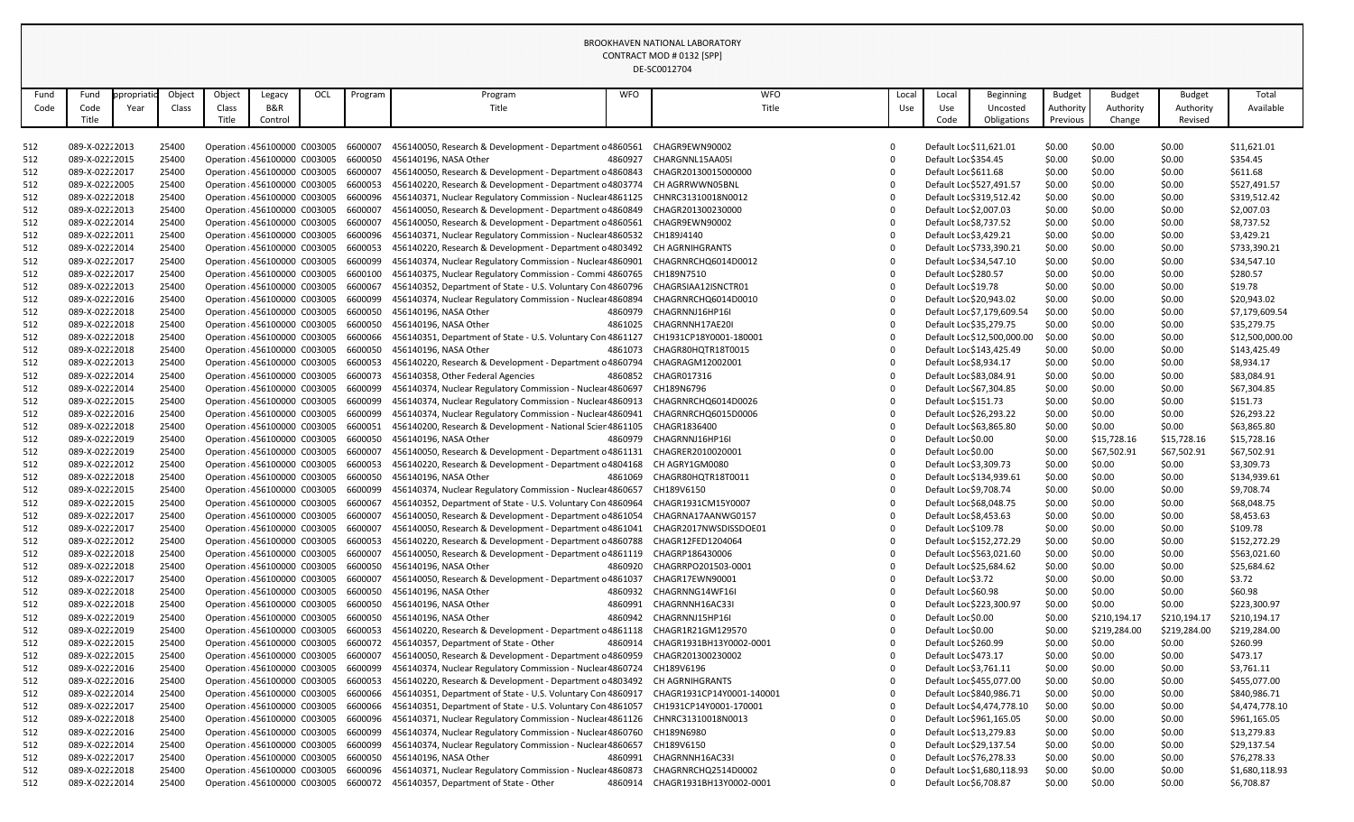BROOKHAVEN NATIONAL LABORATORY
CONTRACT MOD # 0132 [SPP]
DE-SC0012704

| Fund Code | Fund Code Title | Appropriation Year | Object Class | Object Class Title | Legacy B&R Control | OCL | Program | Program Title | WFO | WFO Title | Local Use | Local Use Code | Beginning Uncosted Obligations | Budget Authority Previous | Budget Authority Change | Budget Authority Revised | Total Available |
|---|---|---|---|---|---|---|---|---|---|---|---|---|---|---|---|---|---|
| 512 | 089-X-0222 | 2013 | 25400 | Operation | 456100000 | C003005 | 6600007 | 456140050, Research & Development - Department o | 4860561 | CHAGR9EWN90002 | 0 | Default Loc | $11,621.01 | $0.00 | $0.00 | $0.00 | $11,621.01 |
| 512 | 089-X-0222 | 2015 | 25400 | Operation | 456100000 | C003005 | 6600050 | 456140196, NASA Other | 4860927 | CHARGNNL15AA05I | 0 | Default Loc | $354.45 | $0.00 | $0.00 | $0.00 | $354.45 |
| 512 | 089-X-0222 | 2017 | 25400 | Operation | 456100000 | C003005 | 6600007 | 456140050, Research & Development - Department o | 4860843 | CHAGR20130015000000 | 0 | Default Loc | $611.68 | $0.00 | $0.00 | $0.00 | $611.68 |
| 512 | 089-X-0222 | 2005 | 25400 | Operation | 456100000 | C003005 | 6600053 | 456140220, Research & Development - Department o | 4803774 | CH AGRRWWN05BNL | 0 | Default Loc | $527,491.57 | $0.00 | $0.00 | $0.00 | $527,491.57 |
| 512 | 089-X-0222 | 2018 | 25400 | Operation | 456100000 | C003005 | 6600096 | 456140371, Nuclear Regulatory Commission - Nuclear | 4861125 | CHNRC31310018N0012 | 0 | Default Loc | $319,512.42 | $0.00 | $0.00 | $0.00 | $319,512.42 |
| 512 | 089-X-0222 | 2013 | 25400 | Operation | 456100000 | C003005 | 6600007 | 456140050, Research & Development - Department o | 4860849 | CHAGR201300230000 | 0 | Default Loc | $2,007.03 | $0.00 | $0.00 | $0.00 | $2,007.03 |
| 512 | 089-X-0222 | 2014 | 25400 | Operation | 456100000 | C003005 | 6600007 | 456140050, Research & Development - Department o | 4860561 | CHAGR9EWN90002 | 0 | Default Loc | $8,737.52 | $0.00 | $0.00 | $0.00 | $8,737.52 |
| 512 | 089-X-0222 | 2011 | 25400 | Operation | 456100000 | C003005 | 6600096 | 456140371, Nuclear Regulatory Commission - Nuclear | 4860532 | CH189J4140 | 0 | Default Loc | $3,429.21 | $0.00 | $0.00 | $0.00 | $3,429.21 |
| 512 | 089-X-0222 | 2014 | 25400 | Operation | 456100000 | C003005 | 6600053 | 456140220, Research & Development - Department o | 4803492 | CH AGRNIHGRANTS | 0 | Default Loc | $733,390.21 | $0.00 | $0.00 | $0.00 | $733,390.21 |
| 512 | 089-X-0222 | 2017 | 25400 | Operation | 456100000 | C003005 | 6600099 | 456140374, Nuclear Regulatory Commission - Nuclear | 4860901 | CHAGRNRCHQ6014D0012 | 0 | Default Loc | $34,547.10 | $0.00 | $0.00 | $0.00 | $34,547.10 |
| 512 | 089-X-0222 | 2017 | 25400 | Operation | 456100000 | C003005 | 6600100 | 456140375, Nuclear Regulatory Commission - Commi | 4860765 | CH189N7510 | 0 | Default Loc | $280.57 | $0.00 | $0.00 | $0.00 | $280.57 |
| 512 | 089-X-0222 | 2013 | 25400 | Operation | 456100000 | C003005 | 6600067 | 456140352, Department of State - U.S. Voluntary Con | 4860796 | CHAGRSIAA12ISNCTR01 | 0 | Default Loc | $19.78 | $0.00 | $0.00 | $0.00 | $19.78 |
| 512 | 089-X-0222 | 2016 | 25400 | Operation | 456100000 | C003005 | 6600099 | 456140374, Nuclear Regulatory Commission - Nuclear | 4860894 | CHAGRNRCHQ6014D0010 | 0 | Default Loc | $20,943.02 | $0.00 | $0.00 | $0.00 | $20,943.02 |
| 512 | 089-X-0222 | 2018 | 25400 | Operation | 456100000 | C003005 | 6600050 | 456140196, NASA Other | 4860979 | CHAGRNNJ16HP16I | 0 | Default Loc | $7,179,609.54 | $0.00 | $0.00 | $0.00 | $7,179,609.54 |
| 512 | 089-X-0222 | 2018 | 25400 | Operation | 456100000 | C003005 | 6600050 | 456140196, NASA Other | 4861025 | CHAGRNNH17AE20I | 0 | Default Loc | $35,279.75 | $0.00 | $0.00 | $0.00 | $35,279.75 |
| 512 | 089-X-0222 | 2018 | 25400 | Operation | 456100000 | C003005 | 6600066 | 456140351, Department of State - U.S. Voluntary Con | 4861127 | CH1931CP18Y0001-180001 | 0 | Default Loc | $12,500,000.00 | $0.00 | $0.00 | $0.00 | $12,500,000.00 |
| 512 | 089-X-0222 | 2018 | 25400 | Operation | 456100000 | C003005 | 6600050 | 456140196, NASA Other | 4861073 | CHAGR80HQTR18T0015 | 0 | Default Loc | $143,425.49 | $0.00 | $0.00 | $0.00 | $143,425.49 |
| 512 | 089-X-0222 | 2013 | 25400 | Operation | 456100000 | C003005 | 6600053 | 456140220, Research & Development - Department o | 4860794 | CHAGRAGM12002001 | 0 | Default Loc | $8,934.17 | $0.00 | $0.00 | $0.00 | $8,934.17 |
| 512 | 089-X-0222 | 2014 | 25400 | Operation | 456100000 | C003005 | 6600073 | 456140358, Other Federal Agencies | 4860852 | CHAGR017316 | 0 | Default Loc | $83,084.91 | $0.00 | $0.00 | $0.00 | $83,084.91 |
| 512 | 089-X-0222 | 2014 | 25400 | Operation | 456100000 | C003005 | 6600099 | 456140374, Nuclear Regulatory Commission - Nuclear | 4860697 | CH189N6796 | 0 | Default Loc | $67,304.85 | $0.00 | $0.00 | $0.00 | $67,304.85 |
| 512 | 089-X-0222 | 2015 | 25400 | Operation | 456100000 | C003005 | 6600099 | 456140374, Nuclear Regulatory Commission - Nuclear | 4860913 | CHAGRNRCHQ6014D0026 | 0 | Default Loc | $151.73 | $0.00 | $0.00 | $0.00 | $151.73 |
| 512 | 089-X-0222 | 2016 | 25400 | Operation | 456100000 | C003005 | 6600099 | 456140374, Nuclear Regulatory Commission - Nuclear | 4860941 | CHAGRNRCHQ6015D0006 | 0 | Default Loc | $26,293.22 | $0.00 | $0.00 | $0.00 | $26,293.22 |
| 512 | 089-X-0222 | 2018 | 25400 | Operation | 456100000 | C003005 | 6600051 | 456140200, Research & Development - National Scier | 4861105 | CHAGR1836400 | 0 | Default Loc | $63,865.80 | $0.00 | $0.00 | $0.00 | $63,865.80 |
| 512 | 089-X-0222 | 2019 | 25400 | Operation | 456100000 | C003005 | 6600050 | 456140196, NASA Other | 4860979 | CHAGRNNJ16HP16I | 0 | Default Loc | $0.00 | $0.00 | $15,728.16 | $15,728.16 | $15,728.16 |
| 512 | 089-X-0222 | 2019 | 25400 | Operation | 456100000 | C003005 | 6600007 | 456140050, Research & Development - Department o | 4861131 | CHAGRER2010020001 | 0 | Default Loc | $0.00 | $0.00 | $67,502.91 | $67,502.91 | $67,502.91 |
| 512 | 089-X-0222 | 2012 | 25400 | Operation | 456100000 | C003005 | 6600053 | 456140220, Research & Development - Department o | 4804168 | CH AGRY1GM0080 | 0 | Default Loc | $3,309.73 | $0.00 | $0.00 | $0.00 | $3,309.73 |
| 512 | 089-X-0222 | 2018 | 25400 | Operation | 456100000 | C003005 | 6600050 | 456140196, NASA Other | 4861069 | CHAGR80HQTR18T0011 | 0 | Default Loc | $134,939.61 | $0.00 | $0.00 | $0.00 | $134,939.61 |
| 512 | 089-X-0222 | 2015 | 25400 | Operation | 456100000 | C003005 | 6600099 | 456140374, Nuclear Regulatory Commission - Nuclear | 4860657 | CH189V6150 | 0 | Default Loc | $9,708.74 | $0.00 | $0.00 | $0.00 | $9,708.74 |
| 512 | 089-X-0222 | 2015 | 25400 | Operation | 456100000 | C003005 | 6600067 | 456140352, Department of State - U.S. Voluntary Con | 4860964 | CHAGR1931CM15Y0007 | 0 | Default Loc | $68,048.75 | $0.00 | $0.00 | $0.00 | $68,048.75 |
| 512 | 089-X-0222 | 2017 | 25400 | Operation | 456100000 | C003005 | 6600007 | 456140050, Research & Development - Department o | 4861054 | CHAGRNA17AANWG0157 | 0 | Default Loc | $8,453.63 | $0.00 | $0.00 | $0.00 | $8,453.63 |
| 512 | 089-X-0222 | 2017 | 25400 | Operation | 456100000 | C003005 | 6600007 | 456140050, Research & Development - Department o | 4861041 | CHAGR2017NWSDISSDOE01 | 0 | Default Loc | $109.78 | $0.00 | $0.00 | $0.00 | $109.78 |
| 512 | 089-X-0222 | 2012 | 25400 | Operation | 456100000 | C003005 | 6600053 | 456140220, Research & Development - Department o | 4860788 | CHAGR12FED1204064 | 0 | Default Loc | $152,272.29 | $0.00 | $0.00 | $0.00 | $152,272.29 |
| 512 | 089-X-0222 | 2018 | 25400 | Operation | 456100000 | C003005 | 6600007 | 456140050, Research & Development - Department o | 4861119 | CHAGRP186430006 | 0 | Default Loc | $563,021.60 | $0.00 | $0.00 | $0.00 | $563,021.60 |
| 512 | 089-X-0222 | 2018 | 25400 | Operation | 456100000 | C003005 | 6600050 | 456140196, NASA Other | 4860920 | CHAGRRPO201503-0001 | 0 | Default Loc | $25,684.62 | $0.00 | $0.00 | $0.00 | $25,684.62 |
| 512 | 089-X-0222 | 2017 | 25400 | Operation | 456100000 | C003005 | 6600007 | 456140050, Research & Development - Department o | 4861037 | CHAGR17EWN90001 | 0 | Default Loc | $3.72 | $0.00 | $0.00 | $0.00 | $3.72 |
| 512 | 089-X-0222 | 2018 | 25400 | Operation | 456100000 | C003005 | 6600050 | 456140196, NASA Other | 4860932 | CHAGRNNG14WF16I | 0 | Default Loc | $60.98 | $0.00 | $0.00 | $0.00 | $60.98 |
| 512 | 089-X-0222 | 2018 | 25400 | Operation | 456100000 | C003005 | 6600050 | 456140196, NASA Other | 4860991 | CHAGRNNH16AC33I | 0 | Default Loc | $223,300.97 | $0.00 | $0.00 | $0.00 | $223,300.97 |
| 512 | 089-X-0222 | 2019 | 25400 | Operation | 456100000 | C003005 | 6600050 | 456140196, NASA Other | 4860942 | CHAGRNNJ15HP16I | 0 | Default Loc | $0.00 | $0.00 | $210,194.17 | $210,194.17 | $210,194.17 |
| 512 | 089-X-0222 | 2019 | 25400 | Operation | 456100000 | C003005 | 6600053 | 456140220, Research & Development - Department o | 4861118 | CHAGR1R21GM129570 | 0 | Default Loc | $0.00 | $0.00 | $219,284.00 | $219,284.00 | $219,284.00 |
| 512 | 089-X-0222 | 2015 | 25400 | Operation | 456100000 | C003005 | 6600072 | 456140357, Department of State - Other | 4860914 | CHAGR1931BH13Y0002-0001 | 0 | Default Loc | $260.99 | $0.00 | $0.00 | $0.00 | $260.99 |
| 512 | 089-X-0222 | 2015 | 25400 | Operation | 456100000 | C003005 | 6600007 | 456140050, Research & Development - Department o | 4860959 | CHAGR201300230002 | 0 | Default Loc | $473.17 | $0.00 | $0.00 | $0.00 | $473.17 |
| 512 | 089-X-0222 | 2016 | 25400 | Operation | 456100000 | C003005 | 6600099 | 456140374, Nuclear Regulatory Commission - Nuclear | 4860724 | CH189V6196 | 0 | Default Loc | $3,761.11 | $0.00 | $0.00 | $0.00 | $3,761.11 |
| 512 | 089-X-0222 | 2016 | 25400 | Operation | 456100000 | C003005 | 6600053 | 456140220, Research & Development - Department o | 4803492 | CH AGRNIHGRANTS | 0 | Default Loc | $455,077.00 | $0.00 | $0.00 | $0.00 | $455,077.00 |
| 512 | 089-X-0222 | 2014 | 25400 | Operation | 456100000 | C003005 | 6600066 | 456140351, Department of State - U.S. Voluntary Con | 4860917 | CHAGR1931CP14Y0001-140001 | 0 | Default Loc | $840,986.71 | $0.00 | $0.00 | $0.00 | $840,986.71 |
| 512 | 089-X-0222 | 2017 | 25400 | Operation | 456100000 | C003005 | 6600066 | 456140351, Department of State - U.S. Voluntary Con | 4861057 | CH1931CP14Y0001-170001 | 0 | Default Loc | $4,474,778.10 | $0.00 | $0.00 | $0.00 | $4,474,778.10 |
| 512 | 089-X-0222 | 2018 | 25400 | Operation | 456100000 | C003005 | 6600096 | 456140371, Nuclear Regulatory Commission - Nuclear | 4861126 | CHNRC31310018N0013 | 0 | Default Loc | $961,165.05 | $0.00 | $0.00 | $0.00 | $961,165.05 |
| 512 | 089-X-0222 | 2016 | 25400 | Operation | 456100000 | C003005 | 6600099 | 456140374, Nuclear Regulatory Commission - Nuclear | 4860760 | CH189N6980 | 0 | Default Loc | $13,279.83 | $0.00 | $0.00 | $0.00 | $13,279.83 |
| 512 | 089-X-0222 | 2014 | 25400 | Operation | 456100000 | C003005 | 6600099 | 456140374, Nuclear Regulatory Commission - Nuclear | 4860657 | CH189V6150 | 0 | Default Loc | $29,137.54 | $0.00 | $0.00 | $0.00 | $29,137.54 |
| 512 | 089-X-0222 | 2017 | 25400 | Operation | 456100000 | C003005 | 6600050 | 456140196, NASA Other | 4860991 | CHAGRNNH16AC33I | 0 | Default Loc | $76,278.33 | $0.00 | $0.00 | $0.00 | $76,278.33 |
| 512 | 089-X-0222 | 2018 | 25400 | Operation | 456100000 | C003005 | 6600096 | 456140371, Nuclear Regulatory Commission - Nuclear | 4860873 | CHAGRNRCHQ2514D0007 | 0 | Default Loc | $1,680,118.93 | $0.00 | $0.00 | $0.00 | $1,680,118.93 |
| 512 | 089-X-0222 | 2014 | 25400 | Operation | 456100000 | C003005 | 6600072 | 456140357, Department of State - Other | 4860914 | CHAGR1931BH13Y0002-0001 | 0 | Default Loc | $6,708.87 | $0.00 | $0.00 | $0.00 | $6,708.87 |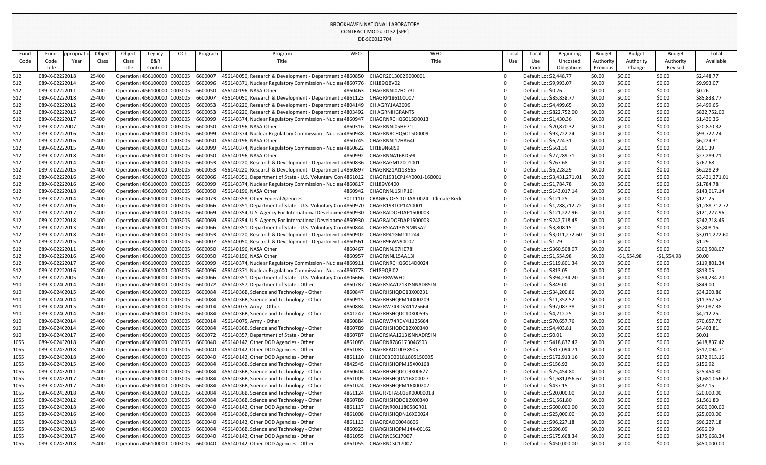BROOKHAVEN NATIONAL LABORATORY
CONTRACT MOD # 0132 [SPP]
DE-SC0012704

| Fund Code | Fund Code Title | Appropriation Year | Object Class | Object Class Title | Legacy B&R Control | OCL | Program | Program Title | WFO | WFO Title | Local Use | Local Use Code | Beginning Uncosted Obligations | Budget Authority Previous | Budget Authority Change | Budget Authority Revised | Total Available |
|---|---|---|---|---|---|---|---|---|---|---|---|---|---|---|---|---|---|
| 512 | 089-X-0222 | 2018 | 25400 | Operation : | 456100000 | C003005 | 6600007 | 456140050, Research & Development - Department o | 4860850 | CHAGR20130028000001 | 0 | Default Loc | $2,448.77 | $0.00 | $0.00 | $0.00 | $2,448.77 |
| 512 | 089-X-0222 | 2014 | 25400 | Operation : | 456100000 | C003005 | 6600096 | 456140371, Nuclear Regulatory Commission - Nuclear | 4860776 | CH189QBV02 | 0 | Default Loc | $9,993.07 | $0.00 | $0.00 | $0.00 | $9,993.07 |
| 512 | 089-X-0222 | 2011 | 25400 | Operation : | 456100000 | C003005 | 6600050 | 456140196, NASA Other | 4860463 | CHAGRNNJ07HC73I | 0 | Default Loc | $0.26 | $0.00 | $0.00 | $0.00 | $0.26 |
| 512 | 089-X-0222 | 2018 | 25400 | Operation : | 456100000 | C003005 | 6600007 | 456140050, Research & Development - Department o | 4861123 | CHAGRP186100007 | 0 | Default Loc | $85,838.77 | $0.00 | $0.00 | $0.00 | $85,838.77 |
| 512 | 089-X-0222 | 2012 | 25400 | Operation : | 456100000 | C003005 | 6600053 | 456140220, Research & Development - Department o | 4804149 | CH AGRY1AA3009 | 0 | Default Loc | $4,499.65 | $0.00 | $0.00 | $0.00 | $4,499.65 |
| 512 | 089-X-0222 | 2015 | 25400 | Operation : | 456100000 | C003005 | 6600053 | 456140220, Research & Development - Department o | 4803492 | CH AGRNIHGRANTS | 0 | Default Loc | $822,752.00 | $0.00 | $0.00 | $0.00 | $822,752.00 |
| 512 | 089-X-0222 | 2017 | 25400 | Operation : | 456100000 | C003005 | 6600099 | 456140374, Nuclear Regulatory Commission - Nuclear | 4860947 | CHAGRNRCHQ6015D0013 | 0 | Default Loc | $1,430.36 | $0.00 | $0.00 | $0.00 | $1,430.36 |
| 512 | 089-X-0222 | 2007 | 25400 | Operation : | 456100000 | C003005 | 6600050 | 456140196, NASA Other | 4860316 | CHAGRNNJ05HE71I | 0 | Default Loc | $20,870.32 | $0.00 | $0.00 | $0.00 | $20,870.32 |
| 512 | 089-X-0222 | 2016 | 25400 | Operation : | 456100000 | C003005 | 6600099 | 456140374, Nuclear Regulatory Commission - Nuclear | 4860948 | CHAGRNRCHQ6015D0009 | 0 | Default Loc | $93,722.24 | $0.00 | $0.00 | $0.00 | $93,722.24 |
| 512 | 089-X-0222 | 2016 | 25400 | Operation : | 456100000 | C003005 | 6600050 | 456140196, NASA Other | 4860745 | CHAGRNNJ12HA64I | 0 | Default Loc | $6,224.31 | $0.00 | $0.00 | $0.00 | $6,224.31 |
| 512 | 089-X-0222 | 2015 | 25400 | Operation : | 456100000 | C003005 | 6600099 | 456140374, Nuclear Regulatory Commission - Nuclear | 4860622 | CH189N6859 | 0 | Default Loc | $561.39 | $0.00 | $0.00 | $0.00 | $561.39 |
| 512 | 089-X-0222 | 2018 | 25400 | Operation : | 456100000 | C003005 | 6600050 | 456140196, NASA Other | 4860992 | CHAGRNNA16BD59I | 0 | Default Loc | $27,289.71 | $0.00 | $0.00 | $0.00 | $27,289.71 |
| 512 | 089-X-0222 | 2014 | 25400 | Operation : | 456100000 | C003005 | 6600053 | 456140220, Research & Development - Department o | 4860836 | CHAGRAGM12001001 | 0 | Default Loc | $767.68 | $0.00 | $0.00 | $0.00 | $767.68 |
| 512 | 089-X-0222 | 2015 | 25400 | Operation : | 456100000 | C003005 | 6600053 | 456140220, Research & Development - Department o | 4860897 | CHAGRR21AI113565 | 0 | Default Loc | $6,228.29 | $0.00 | $0.00 | $0.00 | $6,228.29 |
| 512 | 089-X-0222 | 2016 | 25400 | Operation : | 456100000 | C003005 | 6600066 | 456140351, Department of State - U.S. Voluntary Con | 4861012 | CHAGR1931CP14Y0001-160001 | 0 | Default Loc | $3,431,271.01 | $0.00 | $0.00 | $0.00 | $3,431,271.01 |
| 512 | 089-X-0222 | 2016 | 25400 | Operation : | 456100000 | C003005 | 6600099 | 456140374, Nuclear Regulatory Commission - Nuclear | 4860817 | CH189V6400 | 0 | Default Loc | $1,784.78 | $0.00 | $0.00 | $0.00 | $1,784.78 |
| 512 | 089-X-0222 | 2018 | 25400 | Operation : | 456100000 | C003005 | 6600050 | 456140196, NASA Other | 4860942 | CHAGRNNJ15HP16I | 0 | Default Loc | $143,017.14 | $0.00 | $0.00 | $0.00 | $143,017.14 |
| 512 | 089-X-0222 | 2014 | 25400 | Operation : | 456100000 | C003005 | 6600073 | 456140358, Other Federal Agencies | 3011110 | CRAGRS-OES-10-IAA-0024 - Climate Redi | 0 | Default Loc | $121.25 | $0.00 | $0.00 | $0.00 | $121.25 |
| 512 | 089-X-0222 | 2016 | 25400 | Operation : | 456100000 | C003005 | 6600066 | 456140351, Department of State - U.S. Voluntary Con | 4860970 | CHAGR1931CP14Y0001 | 0 | Default Loc | $1,288,712.72 | $0.00 | $0.00 | $0.00 | $1,288,712.72 |
| 512 | 089-X-0222 | 2017 | 25400 | Operation : | 456100000 | C003005 | 6600069 | 456140354, U.S. Agency For International Developme | 4860930 | CHAGRAIDOFDAP1500003 | 0 | Default Loc | $121,227.96 | $0.00 | $0.00 | $0.00 | $121,227.96 |
| 512 | 089-X-0222 | 2018 | 25400 | Operation : | 456100000 | C003005 | 6600069 | 456140354, U.S. Agency For International Developme | 4860930 | CHAGRAIDOFDAP1500003 | 0 | Default Loc | $242,718.45 | $0.00 | $0.00 | $0.00 | $242,718.45 |
| 512 | 089-X-0222 | 2013 | 25400 | Operation : | 456100000 | C003005 | 6600066 | 456140351, Department of State - U.S. Voluntary Con | 4860844 | CHAGRSIAA13ISNMNSA2 | 0 | Default Loc | $3,808.15 | $0.00 | $0.00 | $0.00 | $3,808.15 |
| 512 | 089-X-0222 | 2018 | 25400 | Operation : | 456100000 | C003005 | 6600053 | 456140220, Research & Development - Department o | 4860902 | CHAGRP41GM111244 | 0 | Default Loc | $3,011,272.60 | $0.00 | $0.00 | $0.00 | $3,011,272.60 |
| 512 | 089-X-0222 | 2015 | 25400 | Operation : | 456100000 | C003005 | 6600007 | 456140050, Research & Development - Department o | 4860561 | CHAGR9EWN90002 | 0 | Default Loc | $1.29 | $0.00 | $0.00 | $0.00 | $1.29 |
| 512 | 089-X-0222 | 2011 | 25400 | Operation : | 456100000 | C003005 | 6600050 | 456140196, NASA Other | 4860467 | CHAGRNNJ07HE78I | 0 | Default Loc | $360,508.07 | $0.00 | $0.00 | $0.00 | $360,508.07 |
| 512 | 089-X-0222 | 2016 | 25400 | Operation : | 456100000 | C003005 | 6600050 | 456140196, NASA Other | 4860957 | CHAGRNNL15AA13I | 0 | Default Loc | $1,554.98 | $0.00 | -$1,554.98 | -$1,554.98 | $0.00 |
| 512 | 089-X-0222 | 2017 | 25400 | Operation : | 456100000 | C003005 | 6600099 | 456140374, Nuclear Regulatory Commission - Nuclear | 4860911 | CHAGRNRCHQ6014D0024 | 0 | Default Loc | $119,801.34 | $0.00 | $0.00 | $0.00 | $119,801.34 |
| 512 | 089-X-0222 | 2016 | 25400 | Operation : | 456100000 | C003005 | 6600096 | 456140371, Nuclear Regulatory Commission - Nuclear | 4860773 | CH189QBI02 | 0 | Default Loc | $813.05 | $0.00 | $0.00 | $0.00 | $813.05 |
| 512 | 089-X-0222 | 2005 | 25400 | Operation : | 456100000 | C003005 | 6600066 | 456140351, Department of State - U.S. Voluntary Con | 4806666 | CHAGRRWWFO | 0 | Default Loc | $394,234.20 | $0.00 | $0.00 | $0.00 | $394,234.20 |
| 910 | 089-X-024C | 2014 | 25400 | Operation : | 456100000 | C003005 | 6600072 | 456140357, Department of State - Other | 4860787 | CHAGRSIAA1213ISNNADR5IN | 0 | Default Loc | $849.00 | $0.00 | $0.00 | $0.00 | $849.00 |
| 910 | 089-X-024C | 2015 | 25400 | Operation : | 456100000 | C003005 | 6600084 | 45614036B, Science and Technology - Other | 4860847 | CHAGRHSHQDC13X00231 | 0 | Default Loc | $34,200.86 | $0.00 | $0.00 | $0.00 | $34,200.86 |
| 910 | 089-X-024C | 2014 | 25400 | Operation : | 456100000 | C003005 | 6600084 | 45614036B, Science and Technology - Other | 4860915 | CHAGRHSHQPM14X00209 | 0 | Default Loc | $11,352.52 | $0.00 | $0.00 | $0.00 | $11,352.52 |
| 910 | 089-X-024C | 2015 | 25400 | Operation : | 456100000 | C003005 | 6600014 | 456140075, Army - Other | 4860884 | CHAGRW74RDV41125664 | 0 | Default Loc | $97,087.38 | $0.00 | $0.00 | $0.00 | $97,087.38 |
| 910 | 089-X-024C | 2014 | 25400 | Operation : | 456100000 | C003005 | 6600084 | 45614036B, Science and Technology - Other | 4841247 | CHAGRHSHQDC10X00595 | 0 | Default Loc | $4,212.25 | $0.00 | $0.00 | $0.00 | $4,212.25 |
| 910 | 089-X-024C | 2014 | 25400 | Operation : | 456100000 | C003005 | 6600014 | 456140075, Army - Other | 4860884 | CHAGRW74RDV41125664 | 0 | Default Loc | $70,657.76 | $0.00 | $0.00 | $0.00 | $70,657.76 |
| 910 | 089-X-024C | 2014 | 25400 | Operation : | 456100000 | C003005 | 6600084 | 45614036B, Science and Technology - Other | 4860789 | CHAGRHSHQDC12X00340 | 0 | Default Loc | $4,403.81 | $0.00 | $0.00 | $0.00 | $4,403.81 |
| 910 | 089-X-024C | 2017 | 25400 | Operation : | 456100000 | C003005 | 6600072 | 456140357, Department of State - Other | 4860787 | CHAGRSIAA1213ISNNADR5IN | 0 | Default Loc | $0.01 | $0.00 | $0.00 | $0.00 | $0.01 |
| 1055 | 089-X-0243 | 2018 | 25400 | Operation : | 456100000 | C003005 | 6600040 | 456140142, Other DOD Agencies - Other | 4861085 | CHAGRNR78G17304GS03 | 0 | Default Loc | $418,837.42 | $0.00 | $0.00 | $0.00 | $418,837.42 |
| 1055 | 089-X-0243 | 2018 | 25400 | Operation : | 456100000 | C003005 | 6600040 | 456140142, Other DOD Agencies - Other | 4861083 | CHAGREAOC0038905 | 0 | Default Loc | $317,094.71 | $0.00 | $0.00 | $0.00 | $317,094.71 |
| 1055 | 089-X-0243 | 2018 | 25400 | Operation : | 456100000 | C003005 | 6600040 | 456140142, Other DOD Agencies - Other | 4861110 | CH16003D20181805150005 | 0 | Default Loc | $172,913.16 | $0.00 | $0.00 | $0.00 | $172,913.16 |
| 1055 | 089-X-0243 | 2015 | 25400 | Operation : | 456100000 | C003005 | 6600084 | 45614036B, Science and Technology - Other | 4842545 | CHAGRHSHQPM15X00168 | 0 | Default Loc | $156.92 | $0.00 | $0.00 | $0.00 | $156.92 |
| 1055 | 089-X-0243 | 2011 | 25400 | Operation : | 456100000 | C003005 | 6600084 | 45614036B, Science and Technology - Other | 4860604 | CHAGRHSHQDC09X00627 | 0 | Default Loc | $25,454.80 | $0.00 | $0.00 | $0.00 | $25,454.80 |
| 1055 | 089-X-0243 | 2017 | 25400 | Operation : | 456100000 | C003005 | 6600084 | 45614036B, Science and Technology - Other | 4861005 | CHAGRHSHQDN16X00027 | 0 | Default Loc | $1,681,056.67 | $0.00 | $0.00 | $0.00 | $1,681,056.67 |
| 1055 | 089-X-0243 | 2017 | 25400 | Operation : | 456100000 | C003005 | 6600084 | 45614036B, Science and Technology - Other | 4861024 | CHAGRHSHQPM16X00202 | 0 | Default Loc | $437.15 | $0.00 | $0.00 | $0.00 | $437.15 |
| 1055 | 089-X-0243 | 2018 | 25400 | Operation : | 456100000 | C003005 | 6600084 | 45614036B, Science and Technology - Other | 4861124 | CHAGR70FA5018K00000018 | 0 | Default Loc | $20,000.00 | $0.00 | $0.00 | $0.00 | $20,000.00 |
| 1055 | 089-X-0243 | 2012 | 25400 | Operation : | 456100000 | C003005 | 6600084 | 45614036B, Science and Technology - Other | 4860789 | CHAGRHSHQDC12X00340 | 0 | Default Loc | $1,561.80 | $0.00 | $0.00 | $0.00 | $1,561.80 |
| 1055 | 089-X-0243 | 2018 | 25400 | Operation : | 456100000 | C003005 | 6600040 | 456140142, Other DOD Agencies - Other | 4861117 | CHAGRNR0011805BGR01 | 0 | Default Loc | $600,000.00 | $0.00 | $0.00 | $0.00 | $600,000.00 |
| 1055 | 089-X-0243 | 2016 | 25400 | Operation : | 456100000 | C003005 | 6600084 | 45614036B, Science and Technology - Other | 4861008 | CHAGRHSHQDN16X00024 | 0 | Default Loc | $25,000.00 | $0.00 | $0.00 | $0.00 | $25,000.00 |
| 1055 | 089-X-0243 | 2018 | 25400 | Operation : | 456100000 | C003005 | 6600040 | 456140142, Other DOD Agencies - Other | 4861113 | CHAGREAOC0048606 | 0 | Default Loc | $96,227.18 | $0.00 | $0.00 | $0.00 | $96,227.18 |
| 1055 | 089-X-0243 | 2015 | 25400 | Operation : | 456100000 | C003005 | 6600084 | 45614036B, Science and Technology - Other | 4860923 | CHARGHSHQPM14X-00162 | 0 | Default Loc | $696.09 | $0.00 | $0.00 | $0.00 | $696.09 |
| 1055 | 089-X-0243 | 2017 | 25400 | Operation : | 456100000 | C003005 | 6600040 | 456140142, Other DOD Agencies - Other | 4861055 | CHAGRNCSC17007 | 0 | Default Loc | $175,668.34 | $0.00 | $0.00 | $0.00 | $175,668.34 |
| 1055 | 089-X-0243 | 2018 | 25400 | Operation : | 456100000 | C003005 | 6600040 | 456140142, Other DOD Agencies - Other | 4861055 | CHAGRNCSC17007 | 0 | Default Loc | $450,000.00 | $0.00 | $0.00 | $0.00 | $450,000.00 |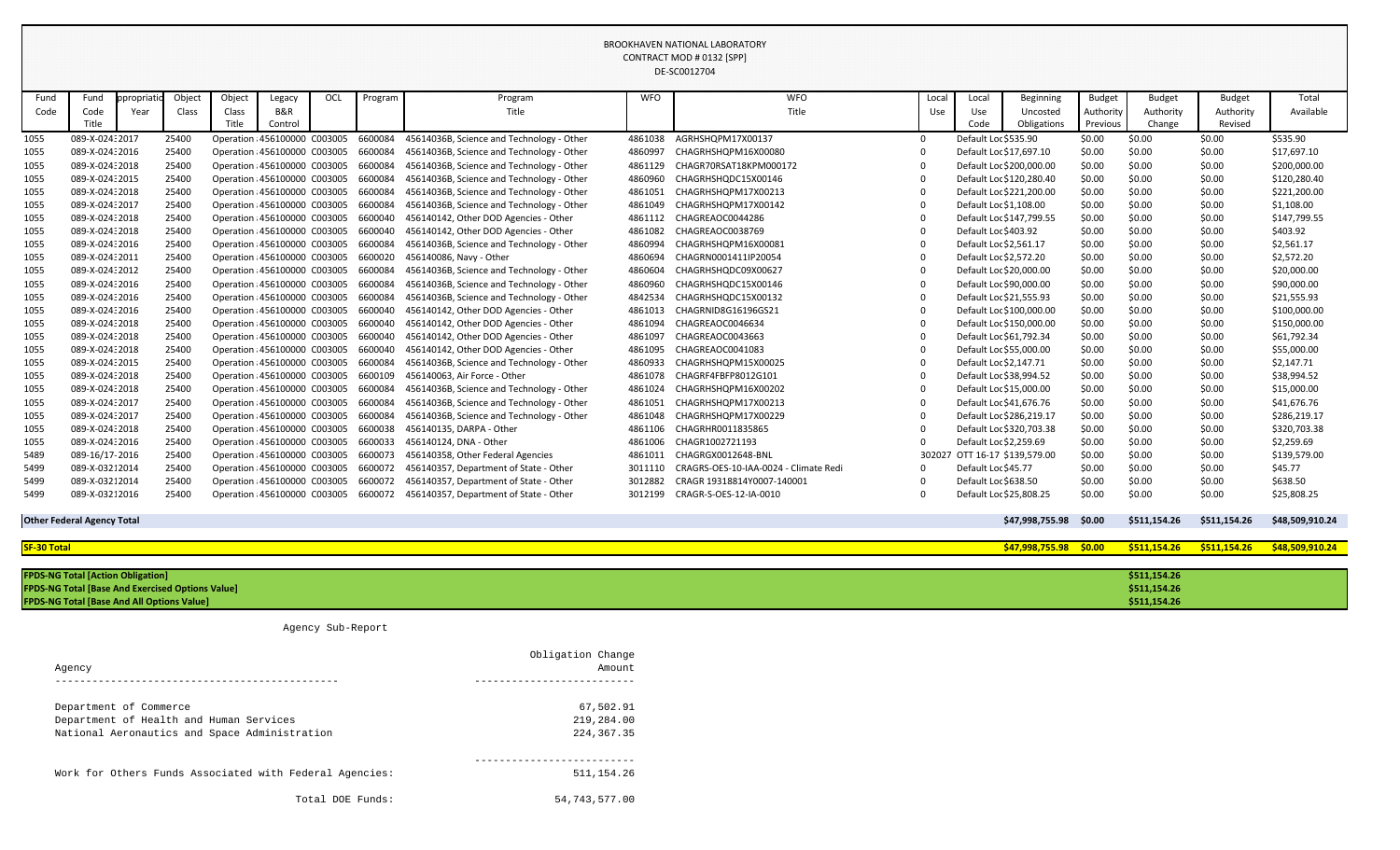BROOKHAVEN NATIONAL LABORATORY
CONTRACT MOD # 0132 [SPP]
DE-SC0012704

| Fund Code | Fund Code Title | Appropriation Year | Object Class | Object Class Title | Legacy B&R Control | OCL | Program | Program Title | WFO | WFO Title | Local Use | Local Use Code | Beginning Uncosted Obligations | Budget Authority Previous | Budget Authority Change | Budget Authority Revised | Total Available |
|---|---|---|---|---|---|---|---|---|---|---|---|---|---|---|---|---|---|
| 1055 | 089-X-024: | 2017 | 25400 | Operation : | 456100000 | C003005 | 6600084 | 456140368, Science and Technology - Other | 4861038 | AGRHSHQPM17X00137 | 0 | Default Loc | $535.90 | $0.00 | $0.00 | $0.00 | $535.90 |
| 1055 | 089-X-024: | 2016 | 25400 | Operation : | 456100000 | C003005 | 6600084 | 456140368, Science and Technology - Other | 4860997 | CHAGRHSHQPM16X00080 | 0 | Default Loc | $17,697.10 | $0.00 | $0.00 | $0.00 | $17,697.10 |
| 1055 | 089-X-024: | 2018 | 25400 | Operation : | 456100000 | C003005 | 6600084 | 456140368, Science and Technology - Other | 4861129 | CHAGR70RSAT18KPM000172 | 0 | Default Loc | $200,000.00 | $0.00 | $0.00 | $0.00 | $200,000.00 |
| 1055 | 089-X-024: | 2015 | 25400 | Operation : | 456100000 | C003005 | 6600084 | 456140368, Science and Technology - Other | 4860960 | CHAGRHSHQDC15X00146 | 0 | Default Loc | $120,280.40 | $0.00 | $0.00 | $0.00 | $120,280.40 |
| 1055 | 089-X-024: | 2018 | 25400 | Operation : | 456100000 | C003005 | 6600084 | 456140368, Science and Technology - Other | 4861051 | CHAGRHSHQPM17X00213 | 0 | Default Loc | $221,200.00 | $0.00 | $0.00 | $0.00 | $221,200.00 |
| 1055 | 089-X-024: | 2017 | 25400 | Operation : | 456100000 | C003005 | 6600084 | 456140368, Science and Technology - Other | 4861049 | CHAGRHSHQPM17X00142 | 0 | Default Loc | $1,108.00 | $0.00 | $0.00 | $0.00 | $1,108.00 |
| 1055 | 089-X-024: | 2018 | 25400 | Operation : | 456100000 | C003005 | 6600040 | 456140142, Other DOD Agencies - Other | 4861112 | CHAGREAOC0044286 | 0 | Default Loc | $147,799.55 | $0.00 | $0.00 | $0.00 | $147,799.55 |
| 1055 | 089-X-024: | 2018 | 25400 | Operation : | 456100000 | C003005 | 6600040 | 456140142, Other DOD Agencies - Other | 4861082 | CHAGREAOC0038769 | 0 | Default Loc | $403.92 | $0.00 | $0.00 | $0.00 | $403.92 |
| 1055 | 089-X-024: | 2016 | 25400 | Operation : | 456100000 | C003005 | 6600084 | 456140368, Science and Technology - Other | 4860994 | CHAGRHSHQPM16X00081 | 0 | Default Loc | $2,561.17 | $0.00 | $0.00 | $0.00 | $2,561.17 |
| 1055 | 089-X-024: | 2011 | 25400 | Operation : | 456100000 | C003005 | 6600020 | 456140086, Navy - Other | 4860694 | CHAGRN0001411IP20054 | 0 | Default Loc | $2,572.20 | $0.00 | $0.00 | $0.00 | $2,572.20 |
| 1055 | 089-X-024: | 2012 | 25400 | Operation : | 456100000 | C003005 | 6600084 | 456140368, Science and Technology - Other | 4860604 | CHAGRHSHQDC09X00627 | 0 | Default Loc | $20,000.00 | $0.00 | $0.00 | $0.00 | $20,000.00 |
| 1055 | 089-X-024: | 2016 | 25400 | Operation : | 456100000 | C003005 | 6600084 | 456140368, Science and Technology - Other | 4860960 | CHAGRHSHQDC15X00146 | 0 | Default Loc | $90,000.00 | $0.00 | $0.00 | $0.00 | $90,000.00 |
| 1055 | 089-X-024: | 2016 | 25400 | Operation : | 456100000 | C003005 | 6600084 | 456140368, Science and Technology - Other | 4842534 | CHAGRHSHQDC15X00132 | 0 | Default Loc | $21,555.93 | $0.00 | $0.00 | $0.00 | $21,555.93 |
| 1055 | 089-X-024: | 2016 | 25400 | Operation : | 456100000 | C003005 | 6600040 | 456140142, Other DOD Agencies - Other | 4861013 | CHAGRNID8G16196GS21 | 0 | Default Loc | $100,000.00 | $0.00 | $0.00 | $0.00 | $100,000.00 |
| 1055 | 089-X-024: | 2018 | 25400 | Operation : | 456100000 | C003005 | 6600040 | 456140142, Other DOD Agencies - Other | 4861094 | CHAGREAOC0046634 | 0 | Default Loc | $150,000.00 | $0.00 | $0.00 | $0.00 | $150,000.00 |
| 1055 | 089-X-024: | 2018 | 25400 | Operation : | 456100000 | C003005 | 6600040 | 456140142, Other DOD Agencies - Other | 4861097 | CHAGREAOC0043663 | 0 | Default Loc | $61,792.34 | $0.00 | $0.00 | $0.00 | $61,792.34 |
| 1055 | 089-X-024: | 2018 | 25400 | Operation : | 456100000 | C003005 | 6600040 | 456140142, Other DOD Agencies - Other | 4861095 | CHAGREAOC0041083 | 0 | Default Loc | $55,000.00 | $0.00 | $0.00 | $0.00 | $55,000.00 |
| 1055 | 089-X-024: | 2015 | 25400 | Operation : | 456100000 | C003005 | 6600084 | 456140368, Science and Technology - Other | 4860933 | CHAGRHSHQPM15X00025 | 0 | Default Loc | $2,147.71 | $0.00 | $0.00 | $0.00 | $2,147.71 |
| 1055 | 089-X-024: | 2018 | 25400 | Operation : | 456100000 | C003005 | 6600109 | 456140063, Air Force - Other | 4861078 | CHAGRF4FBFP8012G101 | 0 | Default Loc | $38,994.52 | $0.00 | $0.00 | $0.00 | $38,994.52 |
| 1055 | 089-X-024: | 2018 | 25400 | Operation : | 456100000 | C003005 | 6600084 | 456140368, Science and Technology - Other | 4861024 | CHAGRHSHQPM16X00202 | 0 | Default Loc | $15,000.00 | $0.00 | $0.00 | $0.00 | $15,000.00 |
| 1055 | 089-X-024: | 2017 | 25400 | Operation : | 456100000 | C003005 | 6600084 | 456140368, Science and Technology - Other | 4861051 | CHAGRHSHQPM17X00213 | 0 | Default Loc | $41,676.76 | $0.00 | $0.00 | $0.00 | $41,676.76 |
| 1055 | 089-X-024: | 2017 | 25400 | Operation : | 456100000 | C003005 | 6600084 | 456140368, Science and Technology - Other | 4861048 | CHAGRHSHQPM17X00229 | 0 | Default Loc | $286,219.17 | $0.00 | $0.00 | $0.00 | $286,219.17 |
| 1055 | 089-X-024: | 2018 | 25400 | Operation : | 456100000 | C003005 | 6600038 | 456140135, DARPA - Other | 4861106 | CHAGRHR0011835865 | 0 | Default Loc | $320,703.38 | $0.00 | $0.00 | $0.00 | $320,703.38 |
| 1055 | 089-X-024: | 2016 | 25400 | Operation : | 456100000 | C003005 | 6600033 | 456140124, DNA - Other | 4861006 | CHAGR1002721193 | 0 | Default Loc | $2,259.69 | $0.00 | $0.00 | $0.00 | $2,259.69 |
| 5489 | 089-16/17- | 2016 | 25400 | Operation : | 456100000 | C003005 | 6600073 | 456140358, Other Federal Agencies | 4861011 | CHAGRGX0012648-BNL | 302027 | OTT 16-17 | $139,579.00 | $0.00 | $0.00 | $0.00 | $139,579.00 |
| 5499 | 089-X-0321 | 2014 | 25400 | Operation : | 456100000 | C003005 | 6600072 | 456140357, Department of State - Other | 3011110 | CRAGRS-OES-10-IAA-0024 - Climate Redi | 0 | Default Loc | $45.77 | $0.00 | $0.00 | $0.00 | $45.77 |
| 5499 | 089-X-0321 | 2014 | 25400 | Operation : | 456100000 | C003005 | 6600072 | 456140357, Department of State - Other | 3012882 | CRAGR 19318814Y0007-140001 | 0 | Default Loc | $638.50 | $0.00 | $0.00 | $0.00 | $638.50 |
| 5499 | 089-X-0321 | 2016 | 25400 | Operation : | 456100000 | C003005 | 6600072 | 456140357, Department of State - Other | 3012199 | CRAGR-S-OES-12-IA-0010 | 0 | Default Loc | $25,808.25 | $0.00 | $0.00 | $0.00 | $25,808.25 |
| **Other Federal Agency Total** | | | | | | | | | | | | | **$47,998,755.98** | **$0.00** | **$511,154.26** | **$511,154.26** | **$48,509,910.24** |
| **SF-30 Total** | | | | | | | | | | | | | **$47,998,755.98** | **$0.00** | **$511,154.26** | **$511,154.26** | **$48,509,910.24** |

| | |
|---|---|
| **FPDS-NG Total [Action Obligation]** | **$511,154.26** |
| **FPDS-NG Total [Base And Exercised Options Value]** | **$511,154.26** |
| **FPDS-NG Total [Base And All Options Value]** | **$511,154.26** |

Agency Sub-Report

| Agency | Obligation Change Amount |
|---|---|
| Department of Commerce | 67,502.91 |
| Department of Health and Human Services | 219,284.00 |
| National Aeronautics and Space Administration | 224,367.35 |
| Work for Others Funds Associated with Federal Agencies: | 511,154.26 |
| Total DOE Funds: | 54,743,577.00 |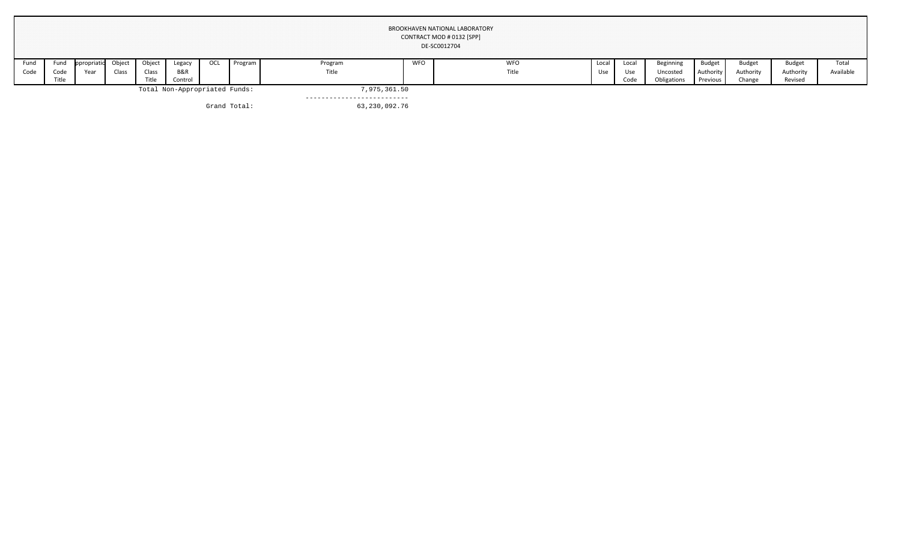BROOKHAVEN NATIONAL LABORATORY
CONTRACT MOD # 0132 [SPP]
DE-SC0012704

| Fund Code | Fund Code Title | ppropriatio Year | Object Class | Object Class Title | Legacy B&R Control | OCL | Program | Program Title | WFO | WFO Title | Local Use | Local Use Code | Beginning Uncosted Obligations | Budget Authority Previous | Budget Authority Change | Budget Authority Revised | Total Available |
|---|---|---|---|---|---|---|---|---|---|---|---|---|---|---|---|---|---|
| | | | | Total Non-Appropriated Funds: | | | | 7,975,361.50 | | | | | | | | | |
| | | | | | | | Grand Total: | 63,230,092.76 | | | | | | | | | |